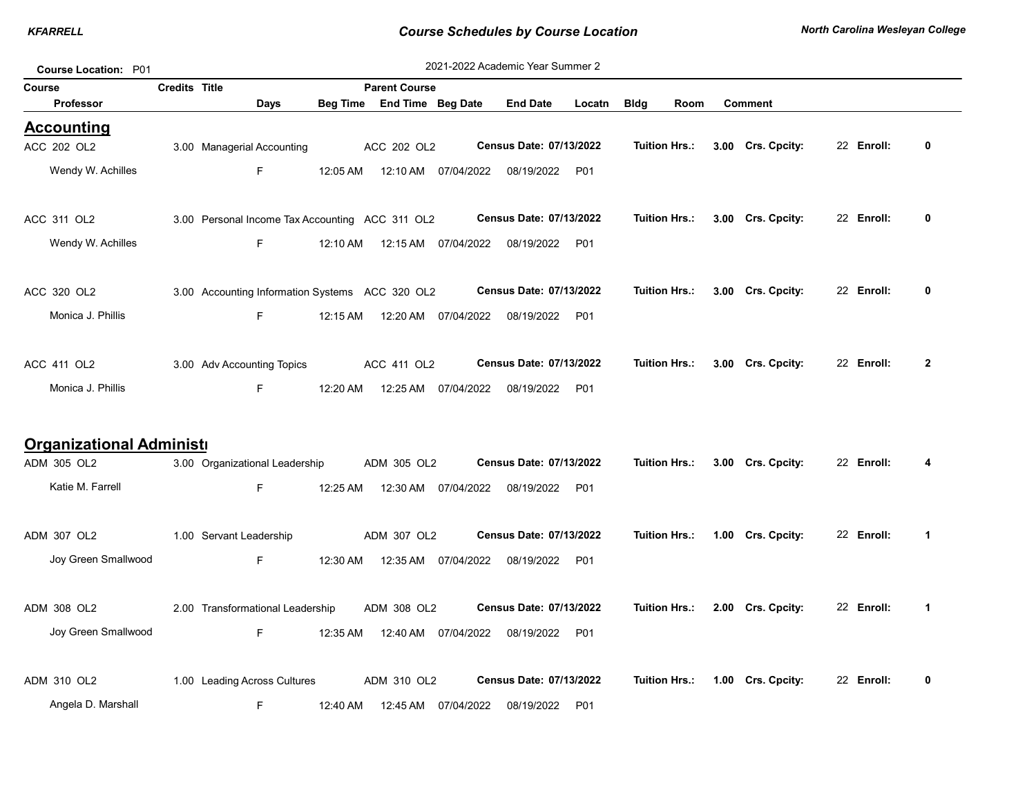# Course Schedules by Course Location

**Course Location:** P01

2021-2022 Academic Year Summer 2

| Course / Professor | Credits | Title / Days | Beg Time | Parent Course / End Time | Beg Date | End Date | Locatn | Bldg | Room | Comment |
|---|---|---|---|---|---|---|---|---|---|---|

## Accounting

| Course | Credits | Title | Parent Course | Census Date | Tuition Hrs. | Crs. Cpcity | Enroll |
|---|---|---|---|---|---|---|---|
| ACC 202 OL2 | 3.00 | Managerial Accounting | ACC 202 OL2 | 07/13/2022 | 3.00 | 22 | 0 |
| ACC 311 OL2 | 3.00 | Personal Income Tax Accounting | ACC 311 OL2 | 07/13/2022 | 3.00 | 22 | 0 |
| ACC 320 OL2 | 3.00 | Accounting Information Systems | ACC 320 OL2 | 07/13/2022 | 3.00 | 22 | 0 |
| ACC 411 OL2 | 3.00 | Adv Accounting Topics | ACC 411 OL2 | 07/13/2022 | 3.00 | 22 | 2 |

| Course | Professor | Days | Beg Time | End Time | Beg Date | End Date | Locatn | Bldg | Room | Comment |
|---|---|---|---|---|---|---|---|---|---|---|
| ACC 202 OL2 | Wendy W. Achilles | F | 12:05 AM | 12:10 AM | 07/04/2022 | 08/19/2022 | P01 | | | |
| ACC 311 OL2 | Wendy W. Achilles | F | 12:10 AM | 12:15 AM | 07/04/2022 | 08/19/2022 | P01 | | | |
| ACC 320 OL2 | Monica J. Phillis | F | 12:15 AM | 12:20 AM | 07/04/2022 | 08/19/2022 | P01 | | | |
| ACC 411 OL2 | Monica J. Phillis | F | 12:20 AM | 12:25 AM | 07/04/2022 | 08/19/2022 | P01 | | | |

## Organizational Administ

| Course | Credits | Title | Parent Course | Census Date | Tuition Hrs. | Crs. Cpcity | Enroll |
|---|---|---|---|---|---|---|---|
| ADM 305 OL2 | 3.00 | Organizational Leadership | ADM 305 OL2 | 07/13/2022 | 3.00 | 22 | 4 |
| ADM 307 OL2 | 1.00 | Servant Leadership | ADM 307 OL2 | 07/13/2022 | 1.00 | 22 | 1 |
| ADM 308 OL2 | 2.00 | Transformational Leadership | ADM 308 OL2 | 07/13/2022 | 2.00 | 22 | 1 |
| ADM 310 OL2 | 1.00 | Leading Across Cultures | ADM 310 OL2 | 07/13/2022 | 1.00 | 22 | 0 |

| Course | Professor | Days | Beg Time | End Time | Beg Date | End Date | Locatn | Bldg | Room | Comment |
|---|---|---|---|---|---|---|---|---|---|---|
| ADM 305 OL2 | Katie M. Farrell | F | 12:25 AM | 12:30 AM | 07/04/2022 | 08/19/2022 | P01 | | | |
| ADM 307 OL2 | Joy Green Smallwood | F | 12:30 AM | 12:35 AM | 07/04/2022 | 08/19/2022 | P01 | | | |
| ADM 308 OL2 | Joy Green Smallwood | F | 12:35 AM | 12:40 AM | 07/04/2022 | 08/19/2022 | P01 | | | |
| ADM 310 OL2 | Angela D. Marshall | F | 12:40 AM | 12:45 AM | 07/04/2022 | 08/19/2022 | P01 | | | |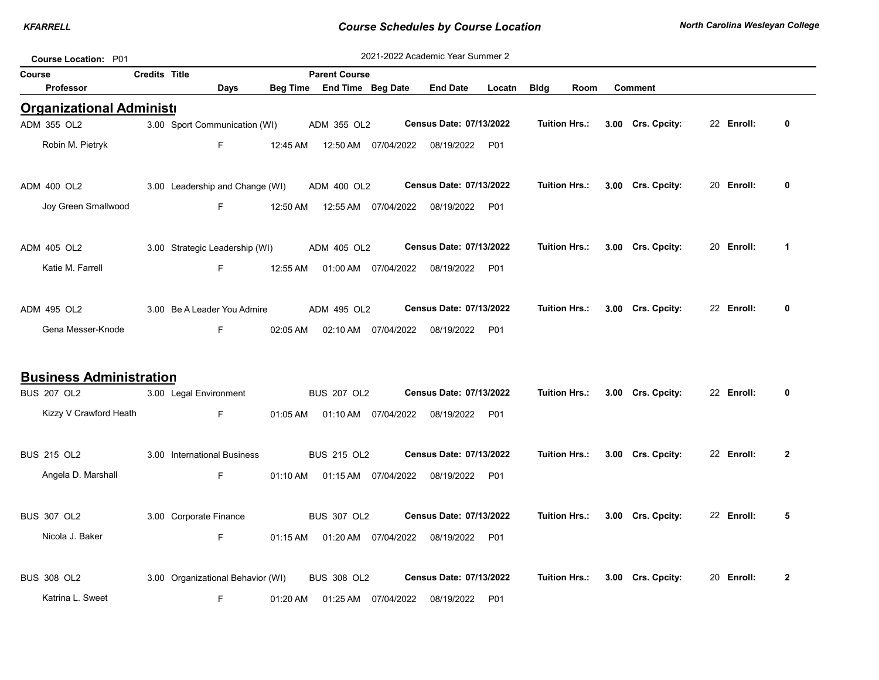## Course Schedules by Course Location

**North Carolina Wesleyan College**

**Course Location:** P01

2021-2022 Academic Year Summer 2

| Course | Credits | Title | Parent Course | | | | | | |
|---|---|---|---|---|---|---|---|---|---|
| Professor | | Days | Beg Time | End Time | Beg Date | End Date | Locatn | Bldg | Room | Comment |

## Organizational Administi

| Course | Credits | Title | Parent Course | Census Date | Tuition Hrs. | Crs. Cpcity | Enroll |
|---|---|---|---|---|---|---|---|
| ADM 355 OL2 | 3.00 | Sport Communication (WI) | ADM 355 OL2 | 07/13/2022 | 3.00 | 22 | 0 |
| ADM 400 OL2 | 3.00 | Leadership and Change (WI) | ADM 400 OL2 | 07/13/2022 | 3.00 | 20 | 0 |
| ADM 405 OL2 | 3.00 | Strategic Leadership (WI) | ADM 405 OL2 | 07/13/2022 | 3.00 | 20 | 1 |
| ADM 495 OL2 | 3.00 | Be A Leader You Admire | ADM 495 OL2 | 07/13/2022 | 3.00 | 22 | 0 |

| Course | Professor | Days | Beg Time | End Time | Beg Date | End Date | Locatn |
|---|---|---|---|---|---|---|---|
| ADM 355 OL2 | Robin M. Pietryk | F | 12:45 AM | 12:50 AM | 07/04/2022 | 08/19/2022 | P01 |
| ADM 400 OL2 | Joy Green Smallwood | F | 12:50 AM | 12:55 AM | 07/04/2022 | 08/19/2022 | P01 |
| ADM 405 OL2 | Katie M. Farrell | F | 12:55 AM | 01:00 AM | 07/04/2022 | 08/19/2022 | P01 |
| ADM 495 OL2 | Gena Messer-Knode | F | 02:05 AM | 02:10 AM | 07/04/2022 | 08/19/2022 | P01 |

## Business Administration

| Course | Credits | Title | Parent Course | Census Date | Tuition Hrs. | Crs. Cpcity | Enroll |
|---|---|---|---|---|---|---|---|
| BUS 207 OL2 | 3.00 | Legal Environment | BUS 207 OL2 | 07/13/2022 | 3.00 | 22 | 0 |
| BUS 215 OL2 | 3.00 | International Business | BUS 215 OL2 | 07/13/2022 | 3.00 | 22 | 2 |
| BUS 307 OL2 | 3.00 | Corporate Finance | BUS 307 OL2 | 07/13/2022 | 3.00 | 22 | 5 |
| BUS 308 OL2 | 3.00 | Organizational Behavior (WI) | BUS 308 OL2 | 07/13/2022 | 3.00 | 20 | 2 |

| Course | Professor | Days | Beg Time | End Time | Beg Date | End Date | Locatn |
|---|---|---|---|---|---|---|---|
| BUS 207 OL2 | Kizzy V Crawford Heath | F | 01:05 AM | 01:10 AM | 07/04/2022 | 08/19/2022 | P01 |
| BUS 215 OL2 | Angela D. Marshall | F | 01:10 AM | 01:15 AM | 07/04/2022 | 08/19/2022 | P01 |
| BUS 307 OL2 | Nicola J. Baker | F | 01:15 AM | 01:20 AM | 07/04/2022 | 08/19/2022 | P01 |
| BUS 308 OL2 | Katrina L. Sweet | F | 01:20 AM | 01:25 AM | 07/04/2022 | 08/19/2022 | P01 |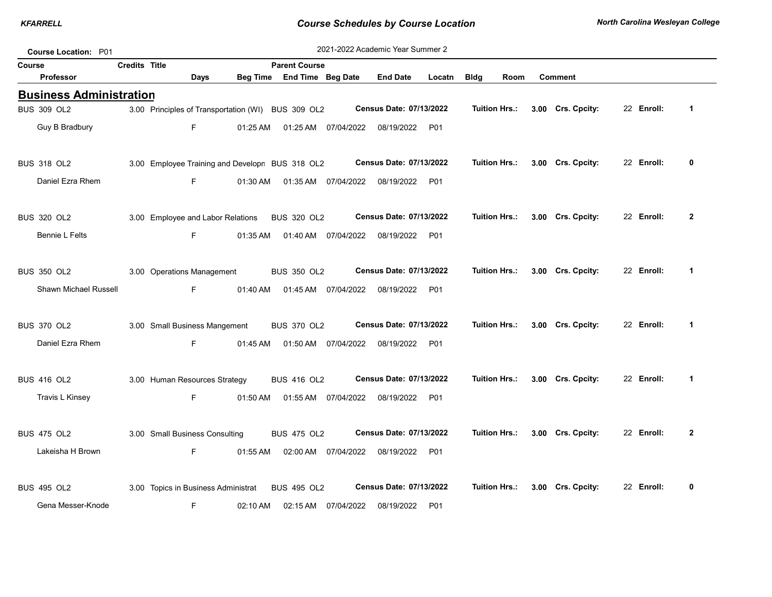**Course Location:** P01

2021-2022 Academic Year Summer 2

## Business Administration

| Course | Credits | Title | Parent Course | Census Date | Tuition Hrs. | Crs. Cpcity | Enroll |
|---|---|---|---|---|---|---|---|
| BUS 309 OL2 | 3.00 | Principles of Transportation (WI) | BUS 309 OL2 | 07/13/2022 | 3.00 | 22 | 1 |
| BUS 318 OL2 | 3.00 | Employee Training and Developm | BUS 318 OL2 | 07/13/2022 | 3.00 | 22 | 0 |
| BUS 320 OL2 | 3.00 | Employee and Labor Relations | BUS 320 OL2 | 07/13/2022 | 3.00 | 22 | 2 |
| BUS 350 OL2 | 3.00 | Operations Management | BUS 350 OL2 | 07/13/2022 | 3.00 | 22 | 1 |
| BUS 370 OL2 | 3.00 | Small Business Mangement | BUS 370 OL2 | 07/13/2022 | 3.00 | 22 | 1 |
| BUS 416 OL2 | 3.00 | Human Resources Strategy | BUS 416 OL2 | 07/13/2022 | 3.00 | 22 | 1 |
| BUS 475 OL2 | 3.00 | Small Business Consulting | BUS 475 OL2 | 07/13/2022 | 3.00 | 22 | 2 |
| BUS 495 OL2 | 3.00 | Topics in Business Administrat | BUS 495 OL2 | 07/13/2022 | 3.00 | 22 | 0 |

| Course | Professor | Days | Beg Time | End Time | Beg Date | End Date | Locatn | Bldg | Room | Comment |
|---|---|---|---|---|---|---|---|---|---|---|
| BUS 309 OL2 | Guy B Bradbury | F | 01:25 AM | 01:25 AM | 07/04/2022 | 08/19/2022 | P01 | | | |
| BUS 318 OL2 | Daniel Ezra Rhem | F | 01:30 AM | 01:35 AM | 07/04/2022 | 08/19/2022 | P01 | | | |
| BUS 320 OL2 | Bennie L Felts | F | 01:35 AM | 01:40 AM | 07/04/2022 | 08/19/2022 | P01 | | | |
| BUS 350 OL2 | Shawn Michael Russell | F | 01:40 AM | 01:45 AM | 07/04/2022 | 08/19/2022 | P01 | | | |
| BUS 370 OL2 | Daniel Ezra Rhem | F | 01:45 AM | 01:50 AM | 07/04/2022 | 08/19/2022 | P01 | | | |
| BUS 416 OL2 | Travis L Kinsey | F | 01:50 AM | 01:55 AM | 07/04/2022 | 08/19/2022 | P01 | | | |
| BUS 475 OL2 | Lakeisha H Brown | F | 01:55 AM | 02:00 AM | 07/04/2022 | 08/19/2022 | P01 | | | |
| BUS 495 OL2 | Gena Messer-Knode | F | 02:10 AM | 02:15 AM | 07/04/2022 | 08/19/2022 | P01 | | | |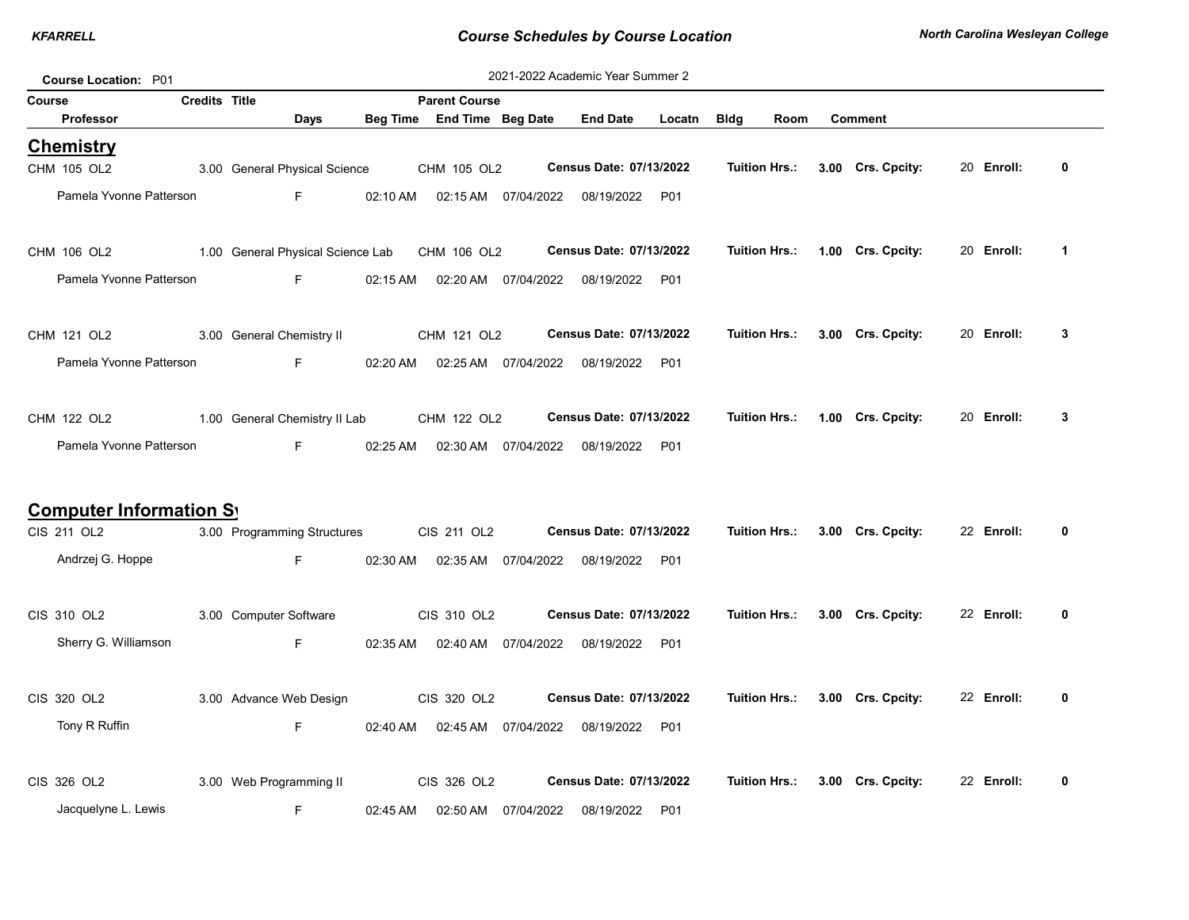**Course Location:** P01

2021-2022 Academic Year Summer 2

## Chemistry

| Course / Professor | Credits | Title / Days | Beg Time | Parent Course / End Time | Beg Date | End Date | Locatn | Bldg | Room | Comment |
|---|---|---|---|---|---|---|---|---|---|---|
| CHM 105 OL2 | 3.00 | General Physical Science | | CHM 105 OL2 | **Census Date: 07/13/2022** | | | **Tuition Hrs.:** **3.00** | **Crs. Cpcity:** 20 | **Enroll:** **0** |
| Pamela Yvonne Patterson | | F | 02:10 AM | 02:15 AM | 07/04/2022 | 08/19/2022 | P01 | | | |
| CHM 106 OL2 | 1.00 | General Physical Science Lab | | CHM 106 OL2 | **Census Date: 07/13/2022** | | | **Tuition Hrs.:** **1.00** | **Crs. Cpcity:** 20 | **Enroll:** **1** |
| Pamela Yvonne Patterson | | F | 02:15 AM | 02:20 AM | 07/04/2022 | 08/19/2022 | P01 | | | |
| CHM 121 OL2 | 3.00 | General Chemistry II | | CHM 121 OL2 | **Census Date: 07/13/2022** | | | **Tuition Hrs.:** **3.00** | **Crs. Cpcity:** 20 | **Enroll:** **3** |
| Pamela Yvonne Patterson | | F | 02:20 AM | 02:25 AM | 07/04/2022 | 08/19/2022 | P01 | | | |
| CHM 122 OL2 | 1.00 | General Chemistry II Lab | | CHM 122 OL2 | **Census Date: 07/13/2022** | | | **Tuition Hrs.:** **1.00** | **Crs. Cpcity:** 20 | **Enroll:** **3** |
| Pamela Yvonne Patterson | | F | 02:25 AM | 02:30 AM | 07/04/2022 | 08/19/2022 | P01 | | | |

## Computer Information Sy

| Course / Professor | Credits | Title / Days | Beg Time | Parent Course / End Time | Beg Date | End Date | Locatn | Bldg | Room | Comment |
|---|---|---|---|---|---|---|---|---|---|---|
| CIS 211 OL2 | 3.00 | Programming Structures | | CIS 211 OL2 | **Census Date: 07/13/2022** | | | **Tuition Hrs.:** **3.00** | **Crs. Cpcity:** 22 | **Enroll:** **0** |
| Andrzej G. Hoppe | | F | 02:30 AM | 02:35 AM | 07/04/2022 | 08/19/2022 | P01 | | | |
| CIS 310 OL2 | 3.00 | Computer Software | | CIS 310 OL2 | **Census Date: 07/13/2022** | | | **Tuition Hrs.:** **3.00** | **Crs. Cpcity:** 22 | **Enroll:** **0** |
| Sherry G. Williamson | | F | 02:35 AM | 02:40 AM | 07/04/2022 | 08/19/2022 | P01 | | | |
| CIS 320 OL2 | 3.00 | Advance Web Design | | CIS 320 OL2 | **Census Date: 07/13/2022** | | | **Tuition Hrs.:** **3.00** | **Crs. Cpcity:** 22 | **Enroll:** **0** |
| Tony R Ruffin | | F | 02:40 AM | 02:45 AM | 07/04/2022 | 08/19/2022 | P01 | | | |
| CIS 326 OL2 | 3.00 | Web Programming II | | CIS 326 OL2 | **Census Date: 07/13/2022** | | | **Tuition Hrs.:** **3.00** | **Crs. Cpcity:** 22 | **Enroll:** **0** |
| Jacquelyne L. Lewis | | F | 02:45 AM | 02:50 AM | 07/04/2022 | 08/19/2022 | P01 | | | |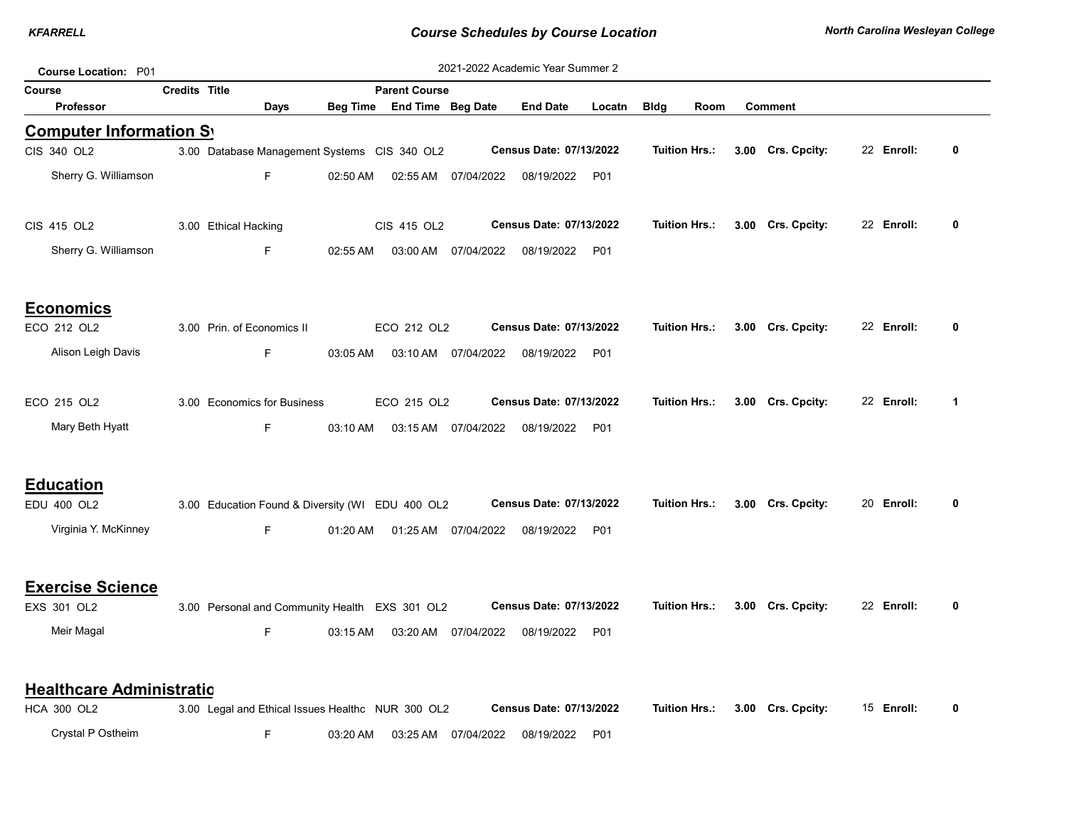**Course Location:** P01

2021-2022 Academic Year Summer 2

| Course | Credits | Title | Parent Course | | | | | | | | |
|---|---|---|---|---|---|---|---|---|---|---|---|
| Professor | | Days | Beg Time | End Time | Beg Date | End Date | Locatn | Bldg | Room | Comment | |

## Computer Information Sy

| Course | Credits | Title | Parent Course | Census Date | Tuition Hrs. | Crs. Cpcity | Enroll |
|---|---|---|---|---|---|---|---|
| CIS 340 OL2 | 3.00 | Database Management Systems | CIS 340 OL2 | 07/13/2022 | 3.00 | 22 | 0 |
| CIS 415 OL2 | 3.00 | Ethical Hacking | CIS 415 OL2 | 07/13/2022 | 3.00 | 22 | 0 |

| Professor | Days | Beg Time | End Time | Beg Date | End Date | Locatn |
|---|---|---|---|---|---|---|
| Sherry G. Williamson | F | 02:50 AM | 02:55 AM | 07/04/2022 | 08/19/2022 | P01 |
| Sherry G. Williamson | F | 02:55 AM | 03:00 AM | 07/04/2022 | 08/19/2022 | P01 |

## Economics

| Course | Credits | Title | Parent Course | Census Date | Tuition Hrs. | Crs. Cpcity | Enroll |
|---|---|---|---|---|---|---|---|
| ECO 212 OL2 | 3.00 | Prin. of Economics II | ECO 212 OL2 | 07/13/2022 | 3.00 | 22 | 0 |
| ECO 215 OL2 | 3.00 | Economics for Business | ECO 215 OL2 | 07/13/2022 | 3.00 | 22 | 1 |

| Professor | Days | Beg Time | End Time | Beg Date | End Date | Locatn |
|---|---|---|---|---|---|---|
| Alison Leigh Davis | F | 03:05 AM | 03:10 AM | 07/04/2022 | 08/19/2022 | P01 |
| Mary Beth Hyatt | F | 03:10 AM | 03:15 AM | 07/04/2022 | 08/19/2022 | P01 |

## Education

| Course | Credits | Title | Parent Course | Census Date | Tuition Hrs. | Crs. Cpcity | Enroll |
|---|---|---|---|---|---|---|---|
| EDU 400 OL2 | 3.00 | Education Found & Diversity (WI | EDU 400 OL2 | 07/13/2022 | 3.00 | 20 | 0 |

| Professor | Days | Beg Time | End Time | Beg Date | End Date | Locatn |
|---|---|---|---|---|---|---|
| Virginia Y. McKinney | F | 01:20 AM | 01:25 AM | 07/04/2022 | 08/19/2022 | P01 |

## Exercise Science

| Course | Credits | Title | Parent Course | Census Date | Tuition Hrs. | Crs. Cpcity | Enroll |
|---|---|---|---|---|---|---|---|
| EXS 301 OL2 | 3.00 | Personal and Community Health | EXS 301 OL2 | 07/13/2022 | 3.00 | 22 | 0 |

| Professor | Days | Beg Time | End Time | Beg Date | End Date | Locatn |
|---|---|---|---|---|---|---|
| Meir Magal | F | 03:15 AM | 03:20 AM | 07/04/2022 | 08/19/2022 | P01 |

## Healthcare Administratio

| Course | Credits | Title | Parent Course | Census Date | Tuition Hrs. | Crs. Cpcity | Enroll |
|---|---|---|---|---|---|---|---|
| HCA 300 OL2 | 3.00 | Legal and Ethical Issues Healthc | NUR 300 OL2 | 07/13/2022 | 3.00 | 15 | 0 |

| Professor | Days | Beg Time | End Time | Beg Date | End Date | Locatn |
|---|---|---|---|---|---|---|
| Crystal P Ostheim | F | 03:20 AM | 03:25 AM | 07/04/2022 | 08/19/2022 | P01 |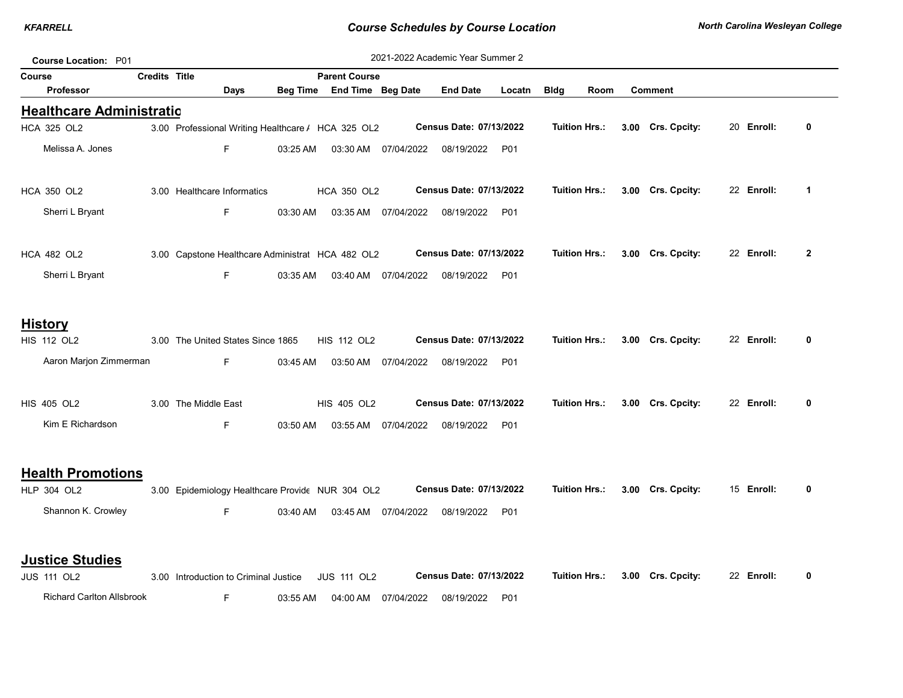**Course Location:** P01

2021-2022 Academic Year Summer 2

| Course | Credits | Title | Days | Beg Time | Parent Course / End Time | Beg Date | End Date | Locatn | Bldg | Room | Comment |
|---|---|---|---|---|---|---|---|---|---|---|---|
| Professor | | | | | | | | | | | |

## Healthcare Administratio

| Course | Credits | Title | Parent Course | Census Date | Tuition Hrs. | Crs. Cpcity | Enroll |
|---|---|---|---|---|---|---|---|
| HCA 325 OL2 | 3.00 | Professional Writing Healthcare / | HCA 325 OL2 | 07/13/2022 | 3.00 | 20 | 0 |
| HCA 350 OL2 | 3.00 | Healthcare Informatics | HCA 350 OL2 | 07/13/2022 | 3.00 | 22 | 1 |
| HCA 482 OL2 | 3.00 | Capstone Healthcare Administrat | HCA 482 OL2 | 07/13/2022 | 3.00 | 22 | 2 |

| Course | Professor | Days | Beg Time | End Time | Beg Date | End Date | Locatn |
|---|---|---|---|---|---|---|---|
| HCA 325 OL2 | Melissa A. Jones | F | 03:25 AM | 03:30 AM | 07/04/2022 | 08/19/2022 | P01 |
| HCA 350 OL2 | Sherri L Bryant | F | 03:30 AM | 03:35 AM | 07/04/2022 | 08/19/2022 | P01 |
| HCA 482 OL2 | Sherri L Bryant | F | 03:35 AM | 03:40 AM | 07/04/2022 | 08/19/2022 | P01 |

## History

| Course | Credits | Title | Parent Course | Census Date | Tuition Hrs. | Crs. Cpcity | Enroll |
|---|---|---|---|---|---|---|---|
| HIS 112 OL2 | 3.00 | The United States Since 1865 | HIS 112 OL2 | 07/13/2022 | 3.00 | 22 | 0 |
| HIS 405 OL2 | 3.00 | The Middle East | HIS 405 OL2 | 07/13/2022 | 3.00 | 22 | 0 |

| Course | Professor | Days | Beg Time | End Time | Beg Date | End Date | Locatn |
|---|---|---|---|---|---|---|---|
| HIS 112 OL2 | Aaron Marjon Zimmerman | F | 03:45 AM | 03:50 AM | 07/04/2022 | 08/19/2022 | P01 |
| HIS 405 OL2 | Kim E Richardson | F | 03:50 AM | 03:55 AM | 07/04/2022 | 08/19/2022 | P01 |

## Health Promotions

| Course | Credits | Title | Parent Course | Census Date | Tuition Hrs. | Crs. Cpcity | Enroll |
|---|---|---|---|---|---|---|---|
| HLP 304 OL2 | 3.00 | Epidemiology Healthcare Provide | NUR 304 OL2 | 07/13/2022 | 3.00 | 15 | 0 |

| Course | Professor | Days | Beg Time | End Time | Beg Date | End Date | Locatn |
|---|---|---|---|---|---|---|---|
| HLP 304 OL2 | Shannon K. Crowley | F | 03:40 AM | 03:45 AM | 07/04/2022 | 08/19/2022 | P01 |

## Justice Studies

| Course | Credits | Title | Parent Course | Census Date | Tuition Hrs. | Crs. Cpcity | Enroll |
|---|---|---|---|---|---|---|---|
| JUS 111 OL2 | 3.00 | Introduction to Criminal Justice | JUS 111 OL2 | 07/13/2022 | 3.00 | 22 | 0 |

| Course | Professor | Days | Beg Time | End Time | Beg Date | End Date | Locatn |
|---|---|---|---|---|---|---|---|
| JUS 111 OL2 | Richard Carlton Allsbrook | F | 03:55 AM | 04:00 AM | 07/04/2022 | 08/19/2022 | P01 |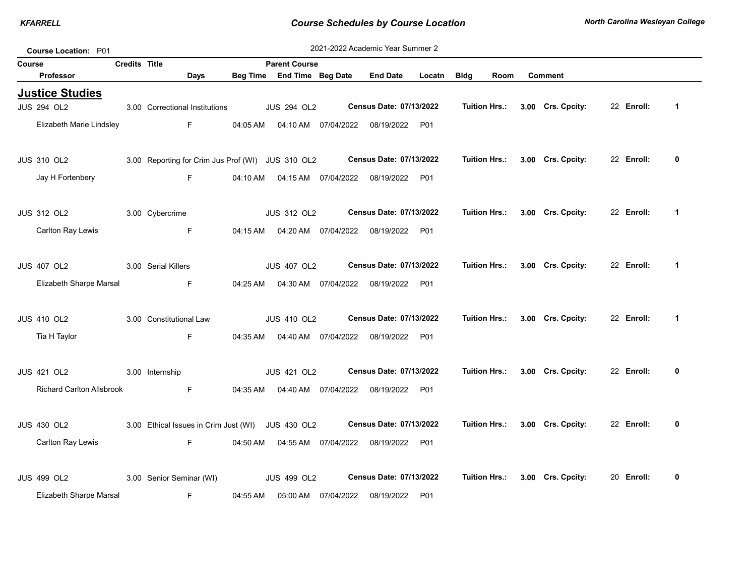**Course Location:** P01

2021-2022 Academic Year Summer 2

## Justice Studies

| Course | Credits | Title | Parent Course | Census Date | Tuition Hrs. | Crs. Cpcity | Enroll |
|---|---|---|---|---|---|---|---|
| JUS 294 OL2 | 3.00 | Correctional Institutions | JUS 294 OL2 | 07/13/2022 | 3.00 | 22 | 1 |
| JUS 310 OL2 | 3.00 | Reporting for Crim Jus Prof (WI) | JUS 310 OL2 | 07/13/2022 | 3.00 | 22 | 0 |
| JUS 312 OL2 | 3.00 | Cybercrime | JUS 312 OL2 | 07/13/2022 | 3.00 | 22 | 1 |
| JUS 407 OL2 | 3.00 | Serial Killers | JUS 407 OL2 | 07/13/2022 | 3.00 | 22 | 1 |
| JUS 410 OL2 | 3.00 | Constitutional Law | JUS 410 OL2 | 07/13/2022 | 3.00 | 22 | 1 |
| JUS 421 OL2 | 3.00 | Internship | JUS 421 OL2 | 07/13/2022 | 3.00 | 22 | 0 |
| JUS 430 OL2 | 3.00 | Ethical Issues in Crim Just (WI) | JUS 430 OL2 | 07/13/2022 | 3.00 | 22 | 0 |
| JUS 499 OL2 | 3.00 | Senior Seminar (WI) | JUS 499 OL2 | 07/13/2022 | 3.00 | 20 | 0 |

| Course | Professor | Days | Beg Time | End Time | Beg Date | End Date | Locatn | Bldg | Room | Comment |
|---|---|---|---|---|---|---|---|---|---|---|
| JUS 294 OL2 | Elizabeth Marie Lindsley | F | 04:05 AM | 04:10 AM | 07/04/2022 | 08/19/2022 | P01 | | | |
| JUS 310 OL2 | Jay H Fortenbery | F | 04:10 AM | 04:15 AM | 07/04/2022 | 08/19/2022 | P01 | | | |
| JUS 312 OL2 | Carlton Ray Lewis | F | 04:15 AM | 04:20 AM | 07/04/2022 | 08/19/2022 | P01 | | | |
| JUS 407 OL2 | Elizabeth Sharpe Marsal | F | 04:25 AM | 04:30 AM | 07/04/2022 | 08/19/2022 | P01 | | | |
| JUS 410 OL2 | Tia H Taylor | F | 04:35 AM | 04:40 AM | 07/04/2022 | 08/19/2022 | P01 | | | |
| JUS 421 OL2 | Richard Carlton Allsbrook | F | 04:35 AM | 04:40 AM | 07/04/2022 | 08/19/2022 | P01 | | | |
| JUS 430 OL2 | Carlton Ray Lewis | F | 04:50 AM | 04:55 AM | 07/04/2022 | 08/19/2022 | P01 | | | |
| JUS 499 OL2 | Elizabeth Sharpe Marsal | F | 04:55 AM | 05:00 AM | 07/04/2022 | 08/19/2022 | P01 | | | |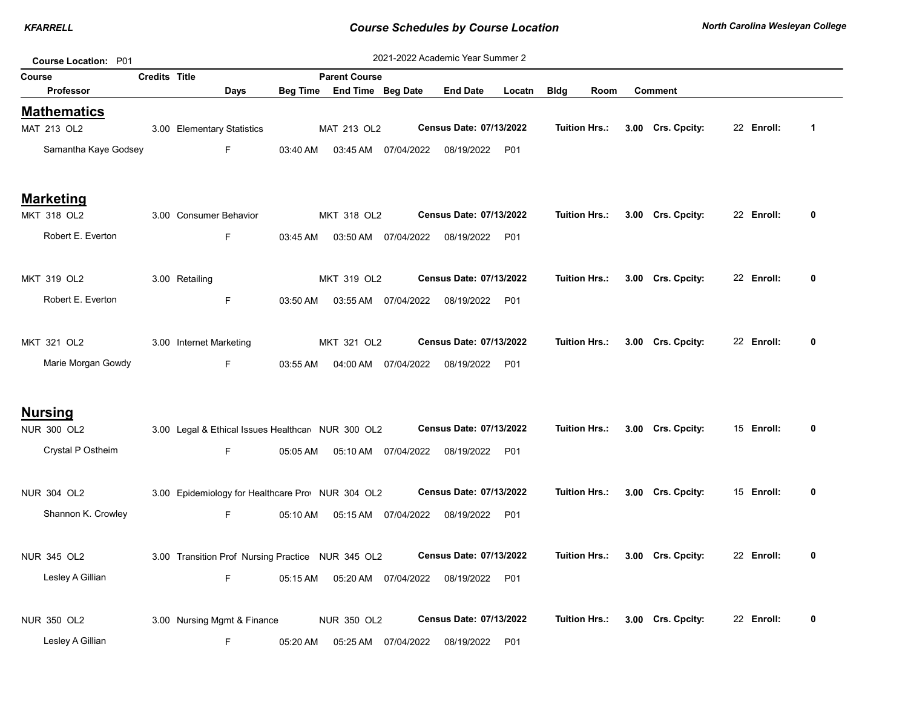**Course Schedules by Course Location**

**Course Location: P01**

2021-2022 Academic Year Summer 2

| Course / Professor | Credits | Title / Days | Parent Course / Beg Time | End Time | Beg Date | End Date | Locatn | Bldg | Room | Comment |
|---|---|---|---|---|---|---|---|---|---|---|

## Mathematics

| Course / Professor | Credits | Title / Days | Parent Course / Beg Time | End Time | Beg Date | End Date | Locatn | Census Date | Tuition Hrs. | Crs. Cpcity | Enroll |
|---|---|---|---|---|---|---|---|---|---|---|---|
| MAT 213 OL2 | 3.00 | Elementary Statistics | MAT 213 OL2 | | | | | 07/13/2022 | 3.00 | 22 | 1 |
| Samantha Kaye Godsey | | F | 03:40 AM | 03:45 AM | 07/04/2022 | 08/19/2022 | P01 | | | | |

## Marketing

| Course / Professor | Credits | Title / Days | Parent Course / Beg Time | End Time | Beg Date | End Date | Locatn | Census Date | Tuition Hrs. | Crs. Cpcity | Enroll |
|---|---|---|---|---|---|---|---|---|---|---|---|
| MKT 318 OL2 | 3.00 | Consumer Behavior | MKT 318 OL2 | | | | | 07/13/2022 | 3.00 | 22 | 0 |
| Robert E. Everton | | F | 03:45 AM | 03:50 AM | 07/04/2022 | 08/19/2022 | P01 | | | | |
| MKT 319 OL2 | 3.00 | Retailing | MKT 319 OL2 | | | | | 07/13/2022 | 3.00 | 22 | 0 |
| Robert E. Everton | | F | 03:50 AM | 03:55 AM | 07/04/2022 | 08/19/2022 | P01 | | | | |
| MKT 321 OL2 | 3.00 | Internet Marketing | MKT 321 OL2 | | | | | 07/13/2022 | 3.00 | 22 | 0 |
| Marie Morgan Gowdy | | F | 03:55 AM | 04:00 AM | 07/04/2022 | 08/19/2022 | P01 | | | | |

## Nursing

| Course / Professor | Credits | Title / Days | Parent Course / Beg Time | End Time | Beg Date | End Date | Locatn | Census Date | Tuition Hrs. | Crs. Cpcity | Enroll |
|---|---|---|---|---|---|---|---|---|---|---|---|
| NUR 300 OL2 | 3.00 | Legal & Ethical Issues Healthcar | NUR 300 OL2 | | | | | 07/13/2022 | 3.00 | 15 | 0 |
| Crystal P Ostheim | | F | 05:05 AM | 05:10 AM | 07/04/2022 | 08/19/2022 | P01 | | | | |
| NUR 304 OL2 | 3.00 | Epidemiology for Healthcare Prov | NUR 304 OL2 | | | | | 07/13/2022 | 3.00 | 15 | 0 |
| Shannon K. Crowley | | F | 05:10 AM | 05:15 AM | 07/04/2022 | 08/19/2022 | P01 | | | | |
| NUR 345 OL2 | 3.00 | Transition Prof Nursing Practice | NUR 345 OL2 | | | | | 07/13/2022 | 3.00 | 22 | 0 |
| Lesley A Gillian | | F | 05:15 AM | 05:20 AM | 07/04/2022 | 08/19/2022 | P01 | | | | |
| NUR 350 OL2 | 3.00 | Nursing Mgmt & Finance | NUR 350 OL2 | | | | | 07/13/2022 | 3.00 | 22 | 0 |
| Lesley A Gillian | | F | 05:20 AM | 05:25 AM | 07/04/2022 | 08/19/2022 | P01 | | | | |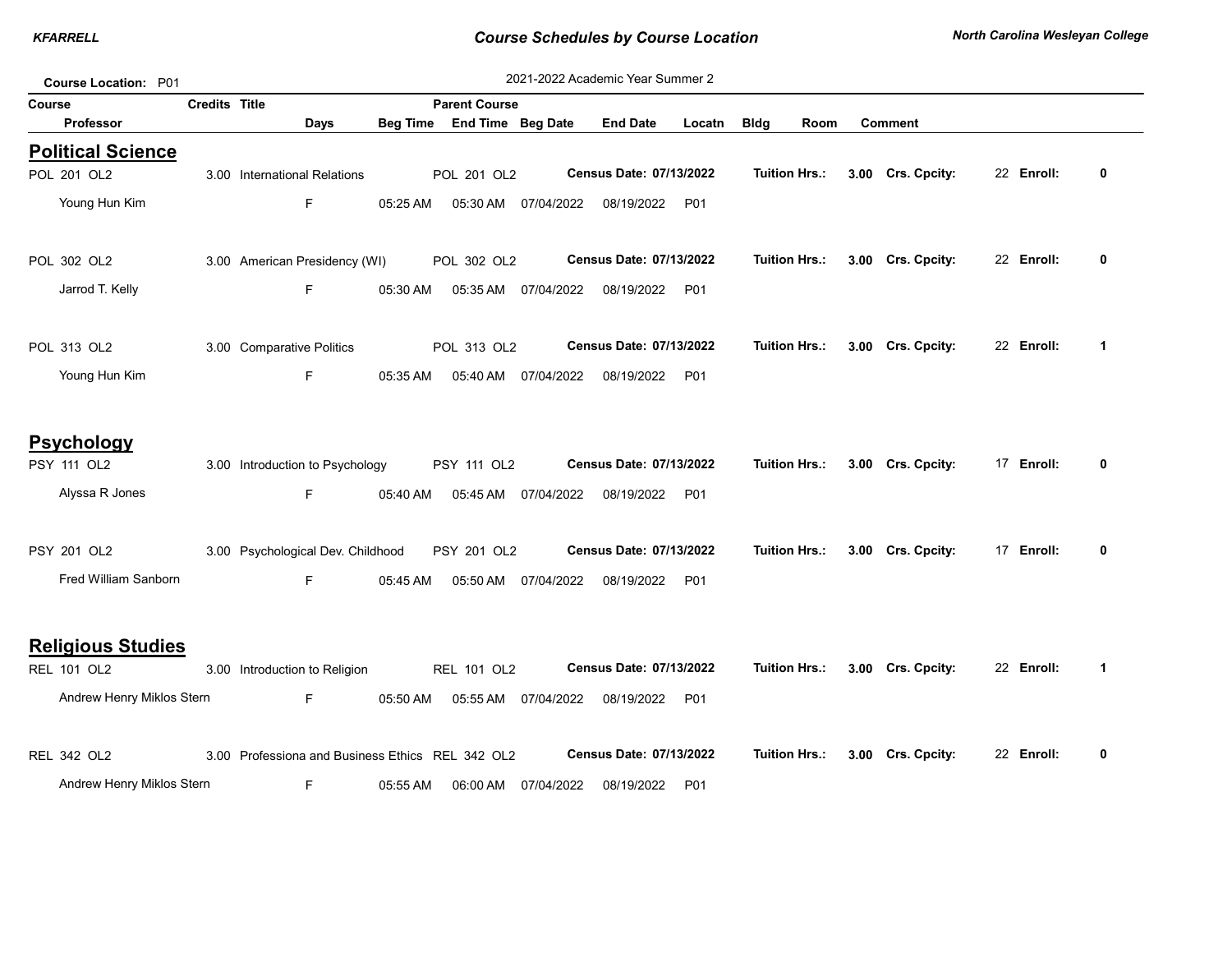**Course Location: P01** — 2021-2022 Academic Year Summer 2

| Course | Credits | Title | Parent Course | | | | | | |
|---|---|---|---|---|---|---|---|---|---|
| **Professor** | | **Days** | **Beg Time** | **End Time** | **Beg Date** | **End Date** | **Locatn** | **Bldg** | **Room** | 

## Political Science

| Course / Professor | Credits | Title / Days | Beg Time | Parent Course / End Time | Beg Date | End Date | Locatn | Census Date | Tuition Hrs. | Crs. Cpcity | Enroll |
|---|---|---|---|---|---|---|---|---|---|---|---|
| POL 201 OL2 | 3.00 | International Relations | | POL 201 OL2 | | | | 07/13/2022 | 3.00 | 22 | 0 |
| Young Hun Kim | | F | 05:25 AM | 05:30 AM | 07/04/2022 | 08/19/2022 | P01 | | | | |
| POL 302 OL2 | 3.00 | American Presidency (WI) | | POL 302 OL2 | | | | 07/13/2022 | 3.00 | 22 | 0 |
| Jarrod T. Kelly | | F | 05:30 AM | 05:35 AM | 07/04/2022 | 08/19/2022 | P01 | | | | |
| POL 313 OL2 | 3.00 | Comparative Politics | | POL 313 OL2 | | | | 07/13/2022 | 3.00 | 22 | 1 |
| Young Hun Kim | | F | 05:35 AM | 05:40 AM | 07/04/2022 | 08/19/2022 | P01 | | | | |

## Psychology

| Course / Professor | Credits | Title / Days | Beg Time | Parent Course / End Time | Beg Date | End Date | Locatn | Census Date | Tuition Hrs. | Crs. Cpcity | Enroll |
|---|---|---|---|---|---|---|---|---|---|---|---|
| PSY 111 OL2 | 3.00 | Introduction to Psychology | | PSY 111 OL2 | | | | 07/13/2022 | 3.00 | 17 | 0 |
| Alyssa R Jones | | F | 05:40 AM | 05:45 AM | 07/04/2022 | 08/19/2022 | P01 | | | | |
| PSY 201 OL2 | 3.00 | Psychological Dev. Childhood | | PSY 201 OL2 | | | | 07/13/2022 | 3.00 | 17 | 0 |
| Fred William Sanborn | | F | 05:45 AM | 05:50 AM | 07/04/2022 | 08/19/2022 | P01 | | | | |

## Religious Studies

| Course / Professor | Credits | Title / Days | Beg Time | Parent Course / End Time | Beg Date | End Date | Locatn | Census Date | Tuition Hrs. | Crs. Cpcity | Enroll |
|---|---|---|---|---|---|---|---|---|---|---|---|
| REL 101 OL2 | 3.00 | Introduction to Religion | | REL 101 OL2 | | | | 07/13/2022 | 3.00 | 22 | 1 |
| Andrew Henry Miklos Stern | | F | 05:50 AM | 05:55 AM | 07/04/2022 | 08/19/2022 | P01 | | | | |
| REL 342 OL2 | 3.00 | Professiona and Business Ethics | | REL 342 OL2 | | | | 07/13/2022 | 3.00 | 22 | 0 |
| Andrew Henry Miklos Stern | | F | 05:55 AM | 06:00 AM | 07/04/2022 | 08/19/2022 | P01 | | | | |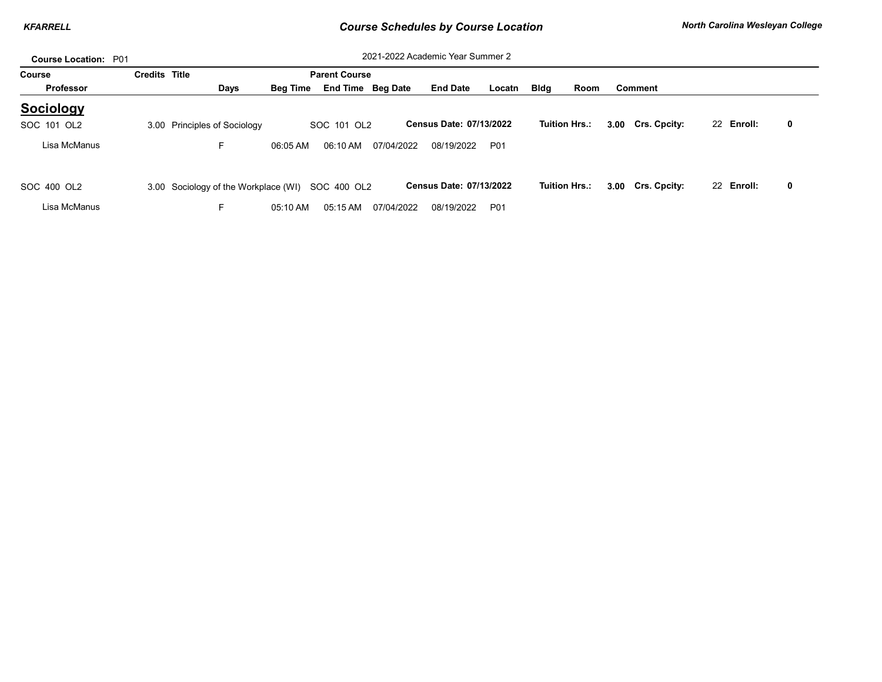**Course Location:** P01

2021-2022 Academic Year Summer 2

| Course / Professor | Credits | Title / Days | Beg Time | Parent Course / End Time | Beg Date | End Date | Locatn | Bldg | Room | Comment | | |
|---|---|---|---|---|---|---|---|---|---|---|---|---|

## Sociology

| Course | Credits | Title | Parent Course | | | | | |
|---|---|---|---|---|---|---|---|---|
| SOC 101 OL2 | 3.00 | Principles of Sociology | SOC 101 OL2 | Census Date: 07/13/2022 | Tuition Hrs.: 3.00 | Crs. Cpcity: 22 | Enroll: 0 | |

| Professor | Days | Beg Time | End Time | Beg Date | End Date | Locatn | Bldg | Room | Comment |
|---|---|---|---|---|---|---|---|---|---|
| Lisa McManus | F | 06:05 AM | 06:10 AM | 07/04/2022 | 08/19/2022 | P01 | | | |

| Course | Credits | Title | Parent Course | | | | | |
|---|---|---|---|---|---|---|---|---|
| SOC 400 OL2 | 3.00 | Sociology of the Workplace (WI) | SOC 400 OL2 | Census Date: 07/13/2022 | Tuition Hrs.: 3.00 | Crs. Cpcity: 22 | Enroll: 0 | |

| Professor | Days | Beg Time | End Time | Beg Date | End Date | Locatn | Bldg | Room | Comment |
|---|---|---|---|---|---|---|---|---|---|
| Lisa McManus | F | 05:10 AM | 05:15 AM | 07/04/2022 | 08/19/2022 | P01 | | | |